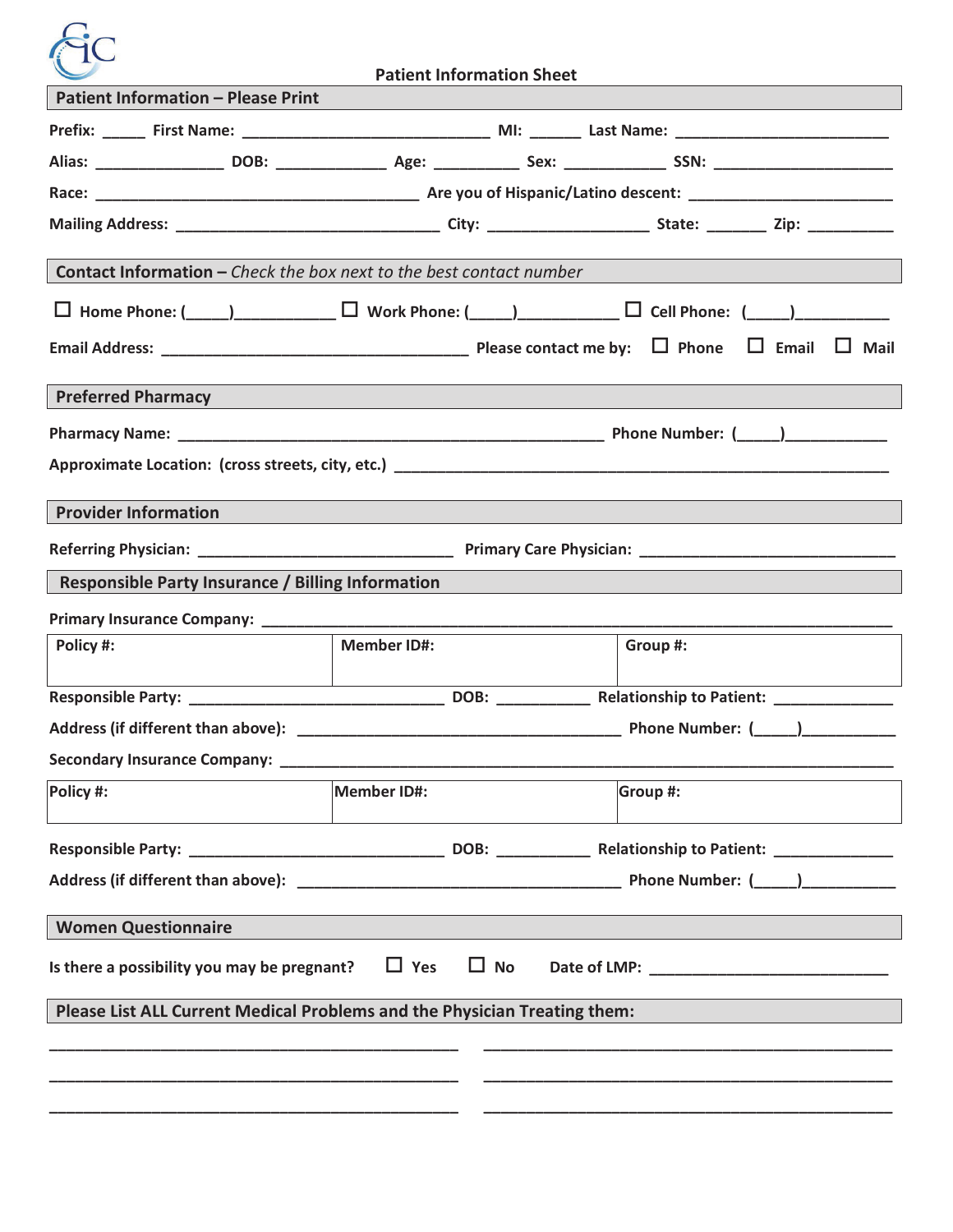# Patient Information Sheet

## Patient Information – Please Print

Prefix: _____ First Name: ____________________________ MI: ______ Last Name: ________________________

Alias: ______________ DOB: ____________ Age: _________ Sex: ___________ SSN: ____________________

Race: ____________________________________ Are you of Hispanic/Latino descent: ______________________

Mailing Address: _____________________________ City: __________________ State: _______ Zip: _________

## Contact Information – *Check the box next to the best contact number*

☐ Home Phone: (_____)___________ ☐ Work Phone: (_____)___________ ☐ Cell Phone: (_____)__________

Email Address: __________________________________ Please contact me by: ☐ Phone ☐ Email ☐ Mail

## Preferred Pharmacy

Pharmacy Name: ________________________________________________ Phone Number: (_____)___________

Approximate Location: (cross streets, city, etc.) _______________________________________________________

## Provider Information

Referring Physician: ____________________________ Primary Care Physician: ____________________________

## Responsible Party Insurance / Billing Information

Primary Insurance Company: _______________________________________________________________________

| Policy #: | Member ID#: | Group #: |
|---|---|---|
| | | |

Responsible Party: ____________________________ DOB: __________ Relationship to Patient: _____________

Address (if different than above): ____________________________________ Phone Number: (_____)__________

Secondary Insurance Company: _____________________________________________________________________

| Policy #: | Member ID#: | Group #: |
|---|---|---|
| | | |

Responsible Party: ____________________________ DOB: __________ Relationship to Patient: _____________

Address (if different than above): ____________________________________ Phone Number: (_____)__________

## Women Questionnaire

Is there a possibility you may be pregnant? ☐ Yes ☐ No Date of LMP: __________________________

## Please List ALL Current Medical Problems and the Physician Treating them:

_____________________________________________ _____________________________________________

_____________________________________________ _____________________________________________

_____________________________________________ _____________________________________________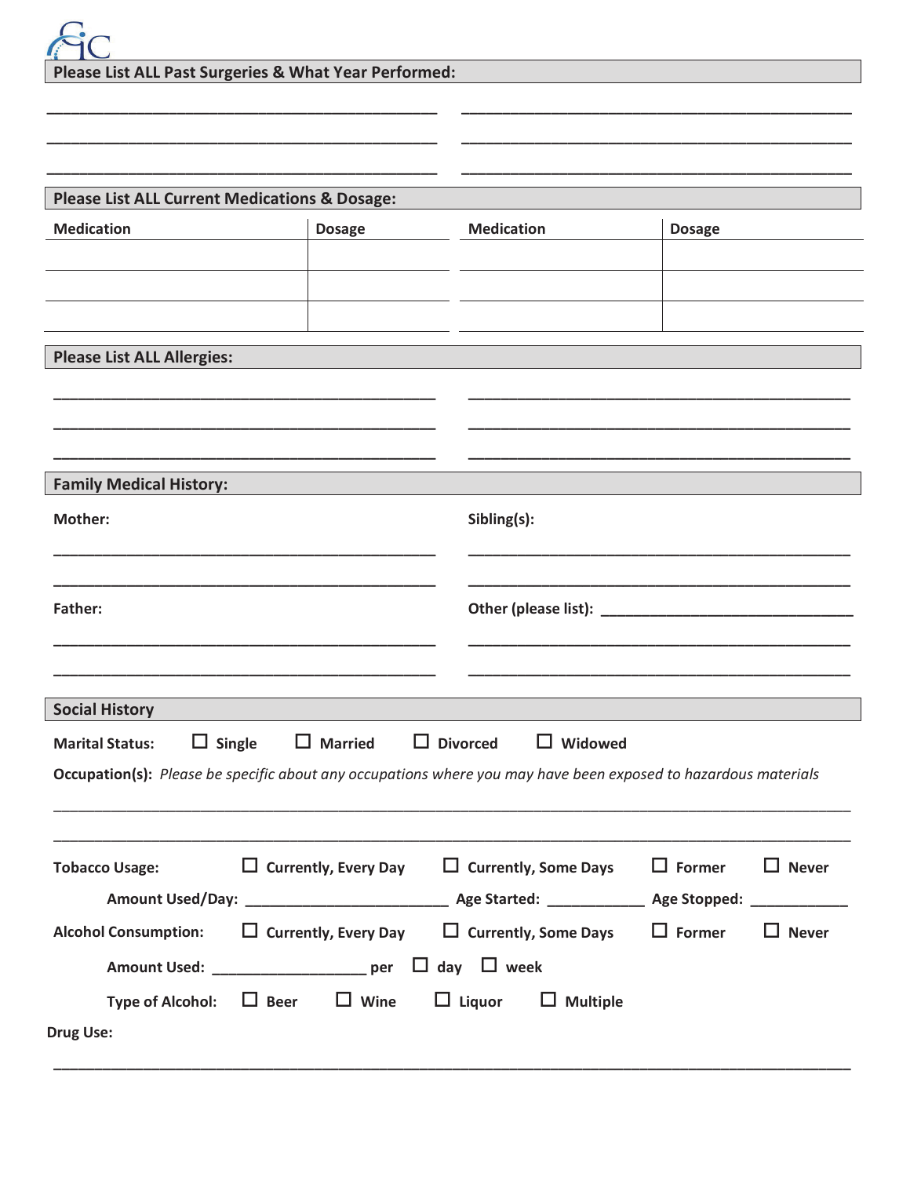## Please List ALL Past Surgeries & What Year Performed:

______________________________________________ ______________________________________________

______________________________________________ ______________________________________________

______________________________________________ ______________________________________________

## Please List ALL Current Medications & Dosage:

| Medication | Dosage | Medication | Dosage |
|---|---|---|---|
| | | | |
| | | | |
| | | | |

## Please List ALL Allergies:

______________________________________________ ______________________________________________

______________________________________________ ______________________________________________

______________________________________________ ______________________________________________

## Family Medical History:

**Mother:**

______________________________________________

______________________________________________

**Sibling(s):**

______________________________________________

______________________________________________

**Father:**

______________________________________________

______________________________________________

**Other (please list):** ______________________________

______________________________________________

______________________________________________

## Social History

**Marital Status:** ☐ Single ☐ Married ☐ Divorced ☐ Widowed

**Occupation(s):** *Please be specific about any occupations where you may have been exposed to hazardous materials*

______________________________________________________________________________________________

______________________________________________________________________________________________

**Tobacco Usage:** ☐ Currently, Every Day ☐ Currently, Some Days ☐ Former ☐ Never

**Amount Used/Day:** ________________________ **Age Started:** ___________ **Age Stopped:** ___________

**Alcohol Consumption:** ☐ Currently, Every Day ☐ Currently, Some Days ☐ Former ☐ Never

**Amount Used:** __________________ **per** ☐ **day** ☐ **week**

**Type of Alcohol:** ☐ Beer ☐ Wine ☐ Liquor ☐ Multiple

**Drug Use:**

______________________________________________________________________________________________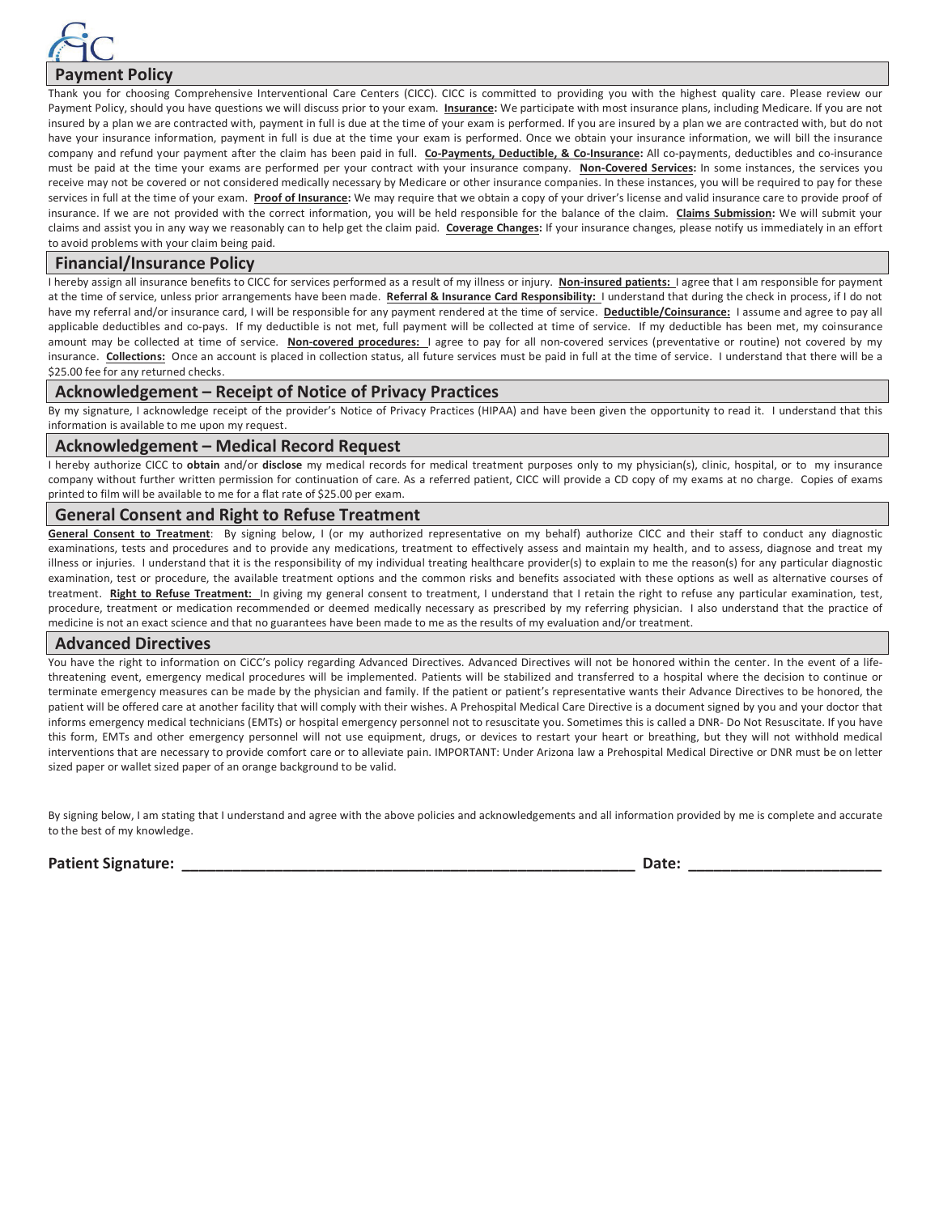## Payment Policy

Thank you for choosing Comprehensive Interventional Care Centers (CICC). CICC is committed to providing you with the highest quality care. Please review our Payment Policy, should you have questions we will discuss prior to your exam. **Insurance:** We participate with most insurance plans, including Medicare. If you are not insured by a plan we are contracted with, payment in full is due at the time of your exam is performed. If you are insured by a plan we are contracted with, but do not have your insurance information, payment in full is due at the time your exam is performed. Once we obtain your insurance information, we will bill the insurance company and refund your payment after the claim has been paid in full. **Co-Payments, Deductible, & Co-Insurance:** All co-payments, deductibles and co-insurance must be paid at the time your exams are performed per your contract with your insurance company. **Non-Covered Services:** In some instances, the services you receive may not be covered or not considered medically necessary by Medicare or other insurance companies. In these instances, you will be required to pay for these services in full at the time of your exam. **Proof of Insurance:** We may require that we obtain a copy of your driver's license and valid insurance care to provide proof of insurance. If we are not provided with the correct information, you will be held responsible for the balance of the claim. **Claims Submission:** We will submit your claims and assist you in any way we reasonably can to help get the claim paid. **Coverage Changes:** If your insurance changes, please notify us immediately in an effort to avoid problems with your claim being paid.

## Financial/Insurance Policy

I hereby assign all insurance benefits to CICC for services performed as a result of my illness or injury. **Non-insured patients:** I agree that I am responsible for payment at the time of service, unless prior arrangements have been made. **Referral & Insurance Card Responsibility:** I understand that during the check in process, if I do not have my referral and/or insurance card, I will be responsible for any payment rendered at the time of service. **Deductible/Coinsurance:** I assume and agree to pay all applicable deductibles and co-pays. If my deductible is not met, full payment will be collected at time of service. If my deductible has been met, my coinsurance amount may be collected at time of service. **Non-covered procedures:** I agree to pay for all non-covered services (preventative or routine) not covered by my insurance. **Collections:** Once an account is placed in collection status, all future services must be paid in full at the time of service. I understand that there will be a $25.00 fee for any returned checks.

## Acknowledgement – Receipt of Notice of Privacy Practices

By my signature, I acknowledge receipt of the provider's Notice of Privacy Practices (HIPAA) and have been given the opportunity to read it. I understand that this information is available to me upon my request.

## Acknowledgement – Medical Record Request

I hereby authorize CICC to **obtain** and/or **disclose** my medical records for medical treatment purposes only to my physician(s), clinic, hospital, or to my insurance company without further written permission for continuation of care. As a referred patient, CICC will provide a CD copy of my exams at no charge. Copies of exams printed to film will be available to me for a flat rate of $25.00 per exam.

## General Consent and Right to Refuse Treatment

**General Consent to Treatment**: By signing below, I (or my authorized representative on my behalf) authorize CICC and their staff to conduct any diagnostic examinations, tests and procedures and to provide any medications, treatment to effectively assess and maintain my health, and to assess, diagnose and treat my illness or injuries. I understand that it is the responsibility of my individual treating healthcare provider(s) to explain to me the reason(s) for any particular diagnostic examination, test or procedure, the available treatment options and the common risks and benefits associated with these options as well as alternative courses of treatment. **Right to Refuse Treatment:** In giving my general consent to treatment, I understand that I retain the right to refuse any particular examination, test, procedure, treatment or medication recommended or deemed medically necessary as prescribed by my referring physician. I also understand that the practice of medicine is not an exact science and that no guarantees have been made to me as the results of my evaluation and/or treatment.

## Advanced Directives

You have the right to information on CiCC's policy regarding Advanced Directives. Advanced Directives will not be honored within the center. In the event of a life-threatening event, emergency medical procedures will be implemented. Patients will be stabilized and transferred to a hospital where the decision to continue or terminate emergency measures can be made by the physician and family. If the patient or patient's representative wants their Advance Directives to be honored, the patient will be offered care at another facility that will comply with their wishes. A Prehospital Medical Care Directive is a document signed by you and your doctor that informs emergency medical technicians (EMTs) or hospital emergency personnel not to resuscitate you. Sometimes this is called a DNR- Do Not Resuscitate. If you have this form, EMTs and other emergency personnel will not use equipment, drugs, or devices to restart your heart or breathing, but they will not withhold medical interventions that are necessary to provide comfort care or to alleviate pain. IMPORTANT: Under Arizona law a Prehospital Medical Directive or DNR must be on letter sized paper or wallet sized paper of an orange background to be valid.

By signing below, I am stating that I understand and agree with the above policies and acknowledgements and all information provided by me is complete and accurate to the best of my knowledge.

**Patient Signature: \_\_\_\_\_\_\_\_\_\_\_\_\_\_\_\_\_\_\_\_\_\_\_\_\_\_\_\_\_\_\_\_\_\_\_\_\_\_\_\_\_\_\_\_ Date: \_\_\_\_\_\_\_\_\_\_\_\_\_\_\_\_\_\_\_\_**